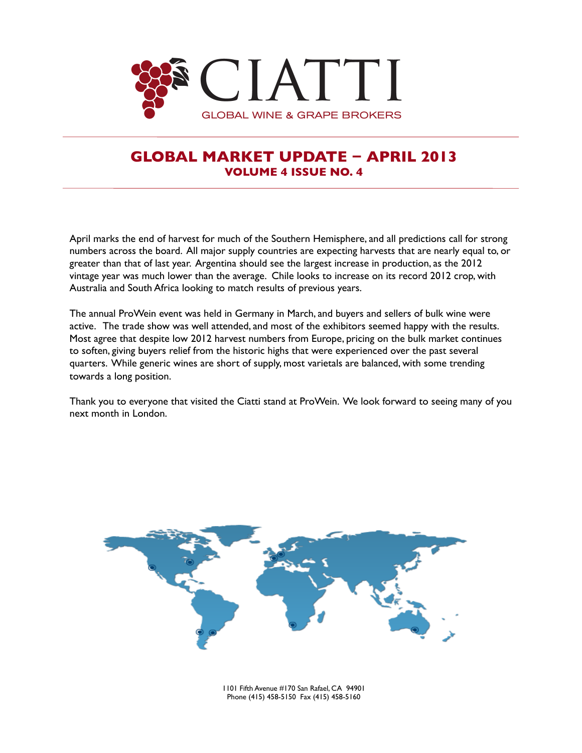# CIATTI

GLOBAL WINE & GRAPE BROKERS

## GLOBAL MARKET UPDATE – APRIL 2013

### VOLUME 4 ISSUE NO. 4

April marks the end of harvest for much of the Southern Hemisphere, and all predictions call for strong numbers across the board. All major supply countries are expecting harvests that are nearly equal to, or greater than that of last year. Argentina should see the largest increase in production, as the 2012 vintage year was much lower than the average. Chile looks to increase on its record 2012 crop, with Australia and South Africa looking to match results of previous years.

The annual ProWein event was held in Germany in March, and buyers and sellers of bulk wine were active. The trade show was well attended, and most of the exhibitors seemed happy with the results. Most agree that despite low 2012 harvest numbers from Europe, pricing on the bulk market continues to soften, giving buyers relief from the historic highs that were experienced over the past several quarters. While generic wines are short of supply, most varietals are balanced, with some trending towards a long position.

Thank you to everyone that visited the Ciatti stand at ProWein. We look forward to seeing many of you next month in London.

1101 Fifth Avenue #170 San Rafael, CA 94901
Phone (415) 458-5150 Fax (415) 458-5160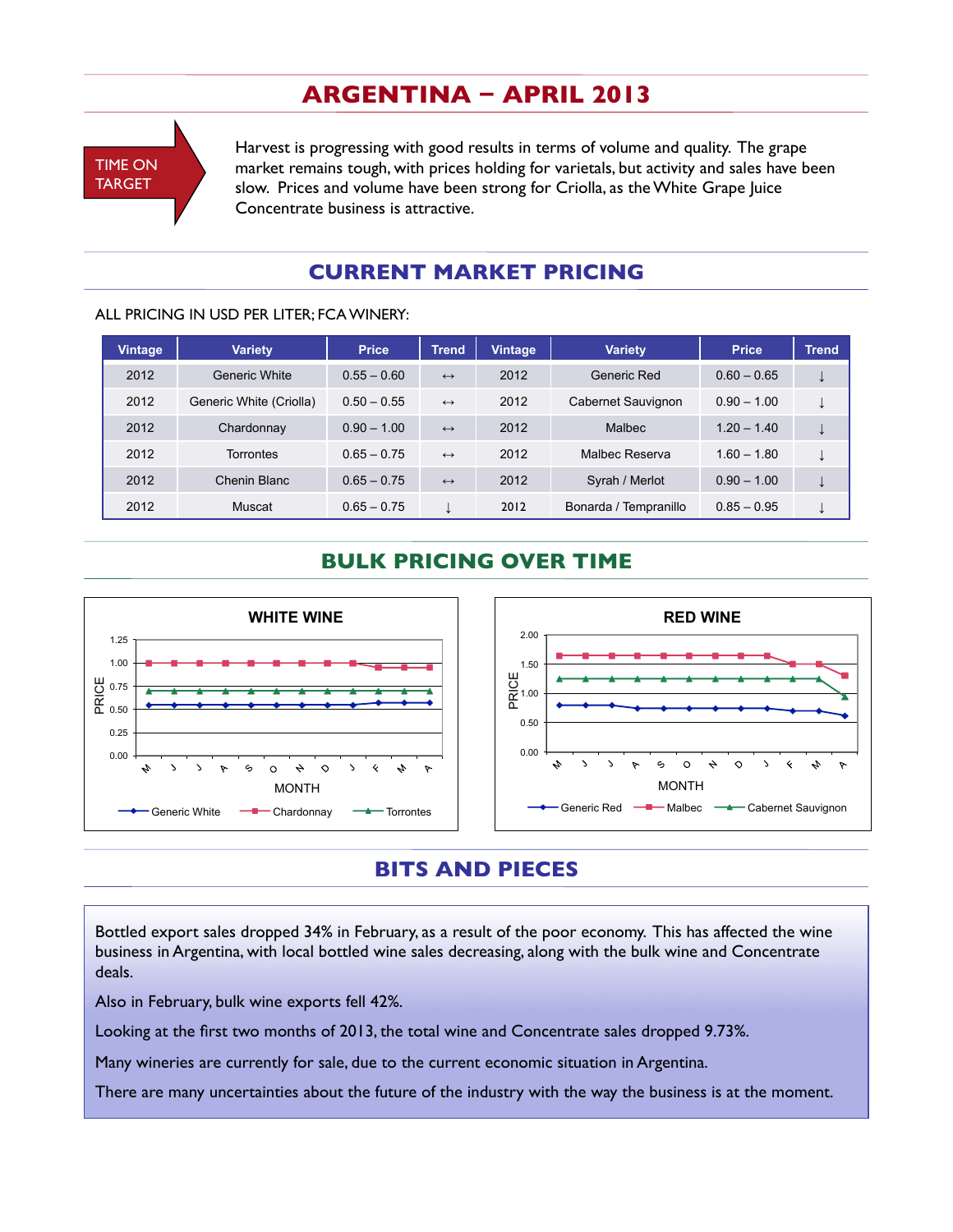# ARGENTINA – APRIL 2013

TIME ON TARGET

Harvest is progressing with good results in terms of volume and quality. The grape market remains tough, with prices holding for varietals, but activity and sales have been slow. Prices and volume have been strong for Criolla, as the White Grape Juice Concentrate business is attractive.

## CURRENT MARKET PRICING

ALL PRICING IN USD PER LITER; FCA WINERY:

| Vintage | Variety | Price | Trend | Vintage | Variety | Price | Trend |
|---|---|---|---|---|---|---|---|
| 2012 | Generic White | 0.55 – 0.60 | ↔ | 2012 | Generic Red | 0.60 – 0.65 | ↓ |
| 2012 | Generic White (Criolla) | 0.50 – 0.55 | ↔ | 2012 | Cabernet Sauvignon | 0.90 – 1.00 | ↓ |
| 2012 | Chardonnay | 0.90 – 1.00 | ↔ | 2012 | Malbec | 1.20 – 1.40 | ↓ |
| 2012 | Torrontes | 0.65 – 0.75 | ↔ | 2012 | Malbec Reserva | 1.60 – 1.80 | ↓ |
| 2012 | Chenin Blanc | 0.65 – 0.75 | ↔ | 2012 | Syrah / Merlot | 0.90 – 1.00 | ↓ |
| 2012 | Muscat | 0.65 – 0.75 | ↓ | 2012 | Bonarda / Tempranillo | 0.85 – 0.95 | ↓ |

## BULK PRICING OVER TIME

**WHITE WINE**

PRICE (0.00 – 1.25) by MONTH (M J J A S O N D J F M A)

Generic White — Chardonnay — Torrontes

**RED WINE**

PRICE (0.00 – 2.00) by MONTH (M J J A S O N D J F M A)

Generic Red — Malbec — Cabernet Sauvignon

## BITS AND PIECES

Bottled export sales dropped 34% in February, as a result of the poor economy. This has affected the wine business in Argentina, with local bottled wine sales decreasing, along with the bulk wine and Concentrate deals.

Also in February, bulk wine exports fell 42%.

Looking at the first two months of 2013, the total wine and Concentrate sales dropped 9.73%.

Many wineries are currently for sale, due to the current economic situation in Argentina.

There are many uncertainties about the future of the industry with the way the business is at the moment.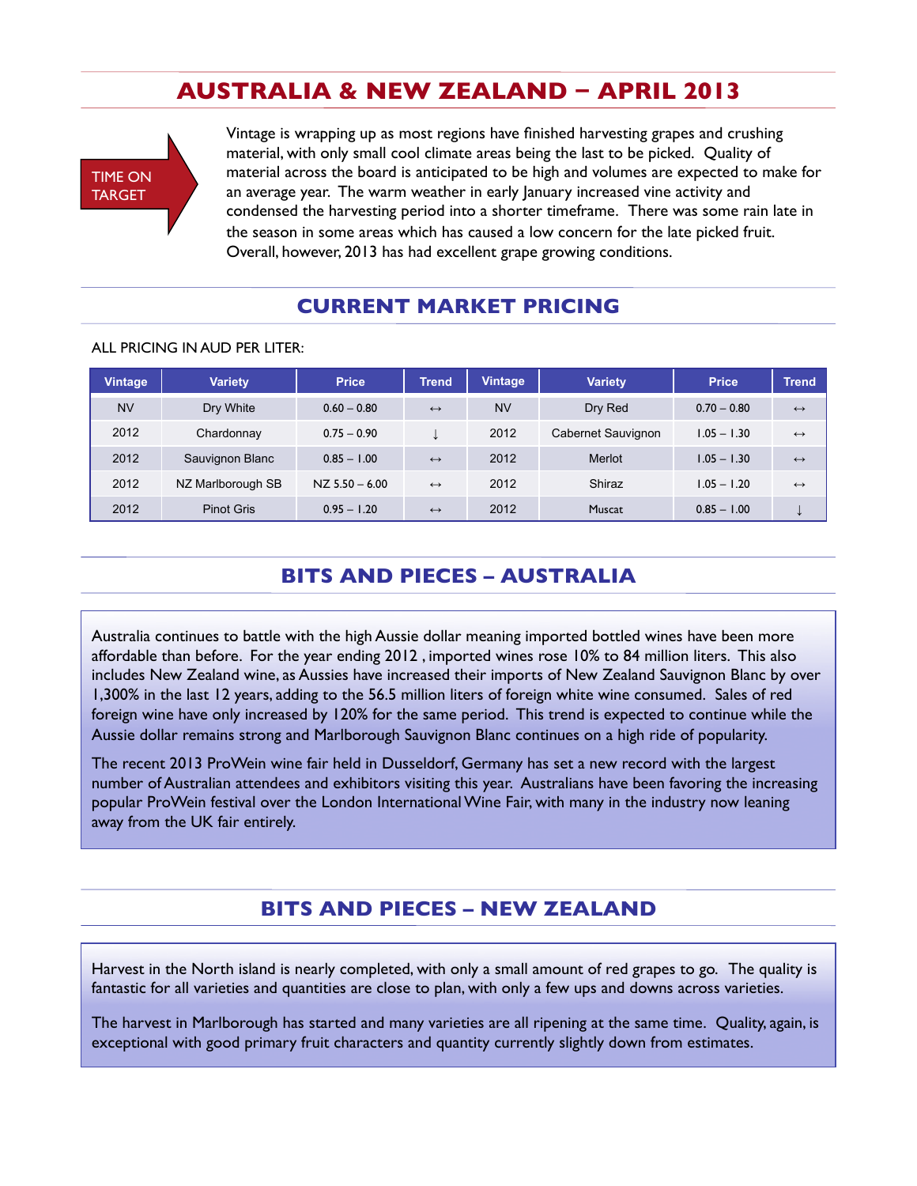# AUSTRALIA & NEW ZEALAND – APRIL 2013

TIME ON TARGET

Vintage is wrapping up as most regions have finished harvesting grapes and crushing material, with only small cool climate areas being the last to be picked. Quality of material across the board is anticipated to be high and volumes are expected to make for an average year. The warm weather in early January increased vine activity and condensed the harvesting period into a shorter timeframe. There was some rain late in the season in some areas which has caused a low concern for the late picked fruit. Overall, however, 2013 has had excellent grape growing conditions.

## CURRENT MARKET PRICING

ALL PRICING IN AUD PER LITER:

| Vintage | Variety | Price | Trend | Vintage | Variety | Price | Trend |
|---|---|---|---|---|---|---|---|
| NV | Dry White | 0.60 – 0.80 | ↔ | NV | Dry Red | 0.70 – 0.80 | ↔ |
| 2012 | Chardonnay | 0.75 – 0.90 | ↓ | 2012 | Cabernet Sauvignon | 1.05 – 1.30 | ↔ |
| 2012 | Sauvignon Blanc | 0.85 – 1.00 | ↔ | 2012 | Merlot | 1.05 – 1.30 | ↔ |
| 2012 | NZ Marlborough SB | NZ 5.50 – 6.00 | ↔ | 2012 | Shiraz | 1.05 – 1.20 | ↔ |
| 2012 | Pinot Gris | 0.95 – 1.20 | ↔ | 2012 | Muscat | 0.85 – 1.00 | ↓ |

## BITS AND PIECES – AUSTRALIA

Australia continues to battle with the high Aussie dollar meaning imported bottled wines have been more affordable than before. For the year ending 2012 , imported wines rose 10% to 84 million liters. This also includes New Zealand wine, as Aussies have increased their imports of New Zealand Sauvignon Blanc by over 1,300% in the last 12 years, adding to the 56.5 million liters of foreign white wine consumed. Sales of red foreign wine have only increased by 120% for the same period. This trend is expected to continue while the Aussie dollar remains strong and Marlborough Sauvignon Blanc continues on a high ride of popularity.

The recent 2013 ProWein wine fair held in Dusseldorf, Germany has set a new record with the largest number of Australian attendees and exhibitors visiting this year. Australians have been favoring the increasing popular ProWein festival over the London International Wine Fair, with many in the industry now leaning away from the UK fair entirely.

## BITS AND PIECES – NEW ZEALAND

Harvest in the North island is nearly completed, with only a small amount of red grapes to go. The quality is fantastic for all varieties and quantities are close to plan, with only a few ups and downs across varieties.

The harvest in Marlborough has started and many varieties are all ripening at the same time. Quality, again, is exceptional with good primary fruit characters and quantity currently slightly down from estimates.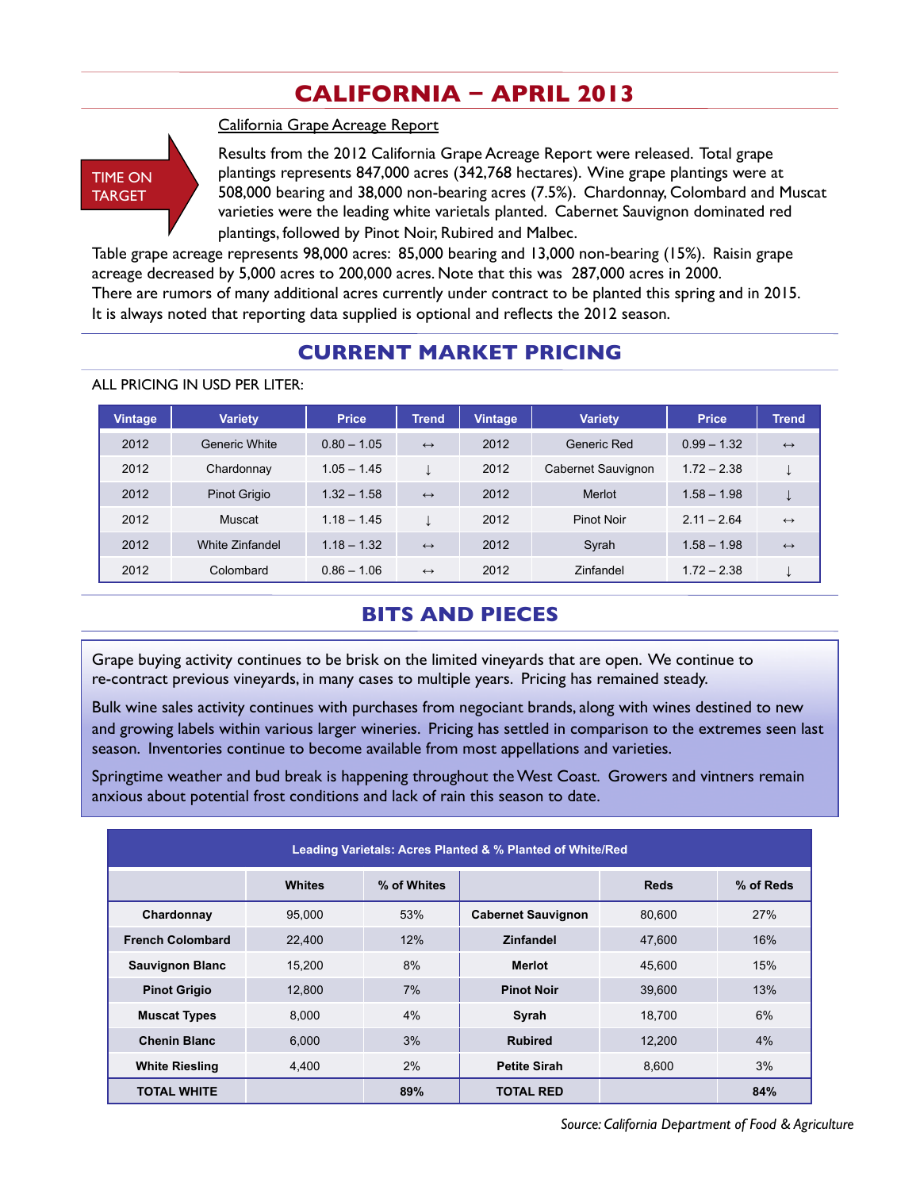# CALIFORNIA – APRIL 2013

TIME ON TARGET

## California Grape Acreage Report

Results from the 2012 California Grape Acreage Report were released. Total grape plantings represents 847,000 acres (342,768 hectares). Wine grape plantings were at 508,000 bearing and 38,000 non-bearing acres (7.5%). Chardonnay, Colombard and Muscat varieties were the leading white varietals planted. Cabernet Sauvignon dominated red plantings, followed by Pinot Noir, Rubired and Malbec.

Table grape acreage represents 98,000 acres: 85,000 bearing and 13,000 non-bearing (15%). Raisin grape acreage decreased by 5,000 acres to 200,000 acres. Note that this was 287,000 acres in 2000.
There are rumors of many additional acres currently under contract to be planted this spring and in 2015.
It is always noted that reporting data supplied is optional and reflects the 2012 season.

## CURRENT MARKET PRICING

ALL PRICING IN USD PER LITER:

| Vintage | Variety | Price | Trend | Vintage | Variety | Price | Trend |
|---|---|---|---|---|---|---|---|
| 2012 | Generic White | 0.80 – 1.05 | ↔ | 2012 | Generic Red | 0.99 – 1.32 | ↔ |
| 2012 | Chardonnay | 1.05 – 1.45 | ↓ | 2012 | Cabernet Sauvignon | 1.72 – 2.38 | ↓ |
| 2012 | Pinot Grigio | 1.32 – 1.58 | ↔ | 2012 | Merlot | 1.58 – 1.98 | ↓ |
| 2012 | Muscat | 1.18 – 1.45 | ↓ | 2012 | Pinot Noir | 2.11 – 2.64 | ↔ |
| 2012 | White Zinfandel | 1.18 – 1.32 | ↔ | 2012 | Syrah | 1.58 – 1.98 | ↔ |
| 2012 | Colombard | 0.86 – 1.06 | ↔ | 2012 | Zinfandel | 1.72 – 2.38 | ↓ |

## BITS AND PIECES

Grape buying activity continues to be brisk on the limited vineyards that are open. We continue to re-contract previous vineyards, in many cases to multiple years. Pricing has remained steady.

Bulk wine sales activity continues with purchases from negociant brands, along with wines destined to new and growing labels within various larger wineries. Pricing has settled in comparison to the extremes seen last season. Inventories continue to become available from most appellations and varieties.

Springtime weather and bud break is happening throughout the West Coast. Growers and vintners remain anxious about potential frost conditions and lack of rain this season to date.

**Leading Varietals: Acres Planted & % Planted of White/Red**

| | Whites | % of Whites | | Reds | % of Reds |
|---|---|---|---|---|---|
| **Chardonnay** | 95,000 | 53% | **Cabernet Sauvignon** | 80,600 | 27% |
| **French Colombard** | 22,400 | 12% | **Zinfandel** | 47,600 | 16% |
| **Sauvignon Blanc** | 15,200 | 8% | **Merlot** | 45,600 | 15% |
| **Pinot Grigio** | 12,800 | 7% | **Pinot Noir** | 39,600 | 13% |
| **Muscat Types** | 8,000 | 4% | **Syrah** | 18,700 | 6% |
| **Chenin Blanc** | 6,000 | 3% | **Rubired** | 12,200 | 4% |
| **White Riesling** | 4,400 | 2% | **Petite Sirah** | 8,600 | 3% |
| **TOTAL WHITE** | | **89%** | **TOTAL RED** | | **84%** |

*Source: California Department of Food & Agriculture*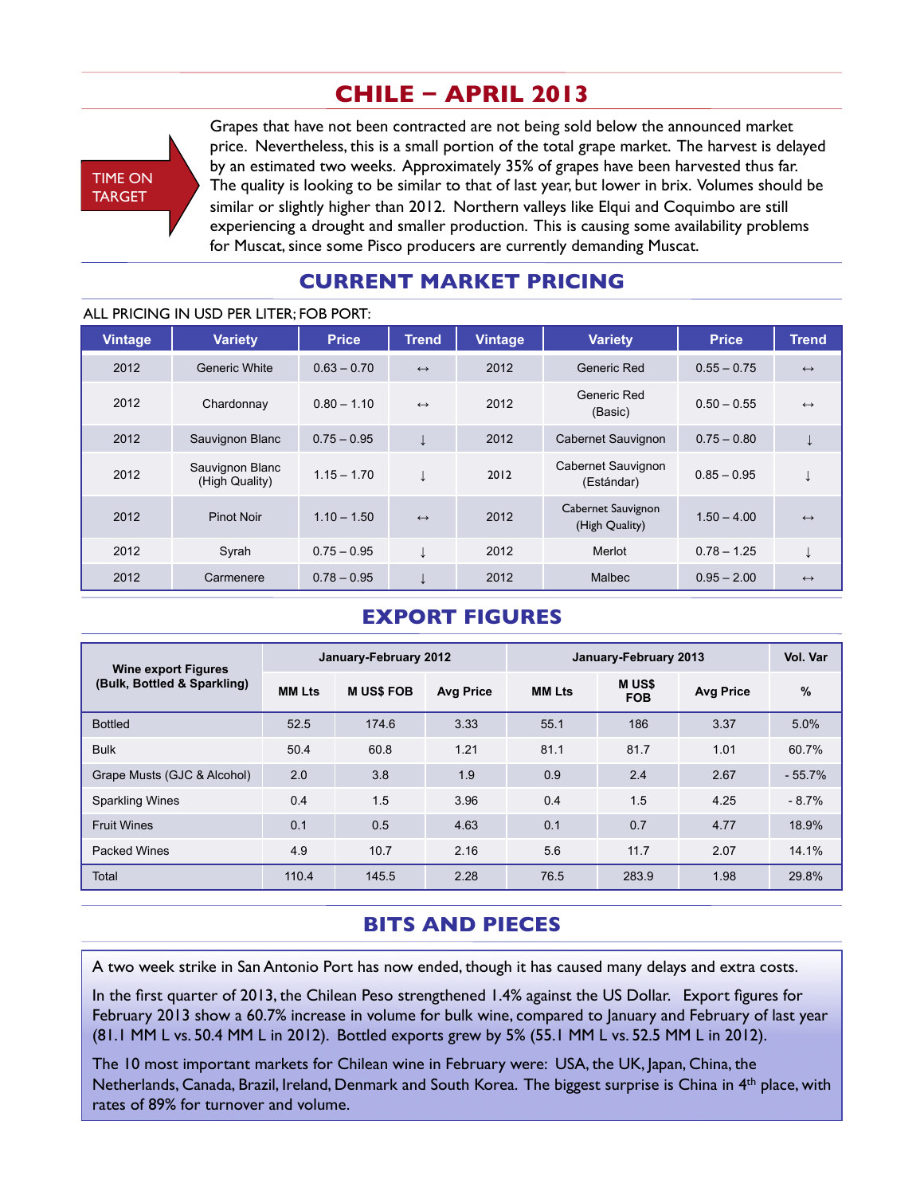# CHILE – APRIL 2013

TIME ON TARGET

Grapes that have not been contracted are not being sold below the announced market price. Nevertheless, this is a small portion of the total grape market. The harvest is delayed by an estimated two weeks. Approximately 35% of grapes have been harvested thus far. The quality is looking to be similar to that of last year, but lower in brix. Volumes should be similar or slightly higher than 2012. Northern valleys like Elqui and Coquimbo are still experiencing a drought and smaller production. This is causing some availability problems for Muscat, since some Pisco producers are currently demanding Muscat.

## CURRENT MARKET PRICING

ALL PRICING IN USD PER LITER; FOB PORT:

| Vintage | Variety | Price | Trend | Vintage | Variety | Price | Trend |
|---|---|---|---|---|---|---|---|
| 2012 | Generic White | 0.63 – 0.70 | ↔ | 2012 | Generic Red | 0.55 – 0.75 | ↔ |
| 2012 | Chardonnay | 0.80 – 1.10 | ↔ | 2012 | Generic Red (Basic) | 0.50 – 0.55 | ↔ |
| 2012 | Sauvignon Blanc | 0.75 – 0.95 | ↓ | 2012 | Cabernet Sauvignon | 0.75 – 0.80 | ↓ |
| 2012 | Sauvignon Blanc (High Quality) | 1.15 – 1.70 | ↓ | 2012 | Cabernet Sauvignon (Estándar) | 0.85 – 0.95 | ↓ |
| 2012 | Pinot Noir | 1.10 – 1.50 | ↔ | 2012 | Cabernet Sauvignon (High Quality) | 1.50 – 4.00 | ↔ |
| 2012 | Syrah | 0.75 – 0.95 | ↓ | 2012 | Merlot | 0.78 – 1.25 | ↓ |
| 2012 | Carmenere | 0.78 – 0.95 | ↓ | 2012 | Malbec | 0.95 – 2.00 | ↔ |

## EXPORT FIGURES

| Wine export Figures (Bulk, Bottled & Sparkling) | January-February 2012 | | | January-February 2013 | | | Vol. Var |
|---|---|---|---|---|---|---|---|
| | MM Lts | M US$ FOB | Avg Price | MM Lts | M US$ FOB | Avg Price | % |
| Bottled | 52.5 | 174.6 | 3.33 | 55.1 | 186 | 3.37 | 5.0% |
| Bulk | 50.4 | 60.8 | 1.21 | 81.1 | 81.7 | 1.01 | 60.7% |
| Grape Musts (GJC & Alcohol) | 2.0 | 3.8 | 1.9 | 0.9 | 2.4 | 2.67 | - 55.7% |
| Sparkling Wines | 0.4 | 1.5 | 3.96 | 0.4 | 1.5 | 4.25 | - 8.7% |
| Fruit Wines | 0.1 | 0.5 | 4.63 | 0.1 | 0.7 | 4.77 | 18.9% |
| Packed Wines | 4.9 | 10.7 | 2.16 | 5.6 | 11.7 | 2.07 | 14.1% |
| Total | 110.4 | 145.5 | 2.28 | 76.5 | 283.9 | 1.98 | 29.8% |

## BITS AND PIECES

A two week strike in San Antonio Port has now ended, though it has caused many delays and extra costs.

In the first quarter of 2013, the Chilean Peso strengthened 1.4% against the US Dollar. Export figures for February 2013 show a 60.7% increase in volume for bulk wine, compared to January and February of last year (81.1 MM L vs. 50.4 MM L in 2012). Bottled exports grew by 5% (55.1 MM L vs. 52.5 MM L in 2012).

The 10 most important markets for Chilean wine in February were: USA, the UK, Japan, China, the Netherlands, Canada, Brazil, Ireland, Denmark and South Korea. The biggest surprise is China in 4th place, with rates of 89% for turnover and volume.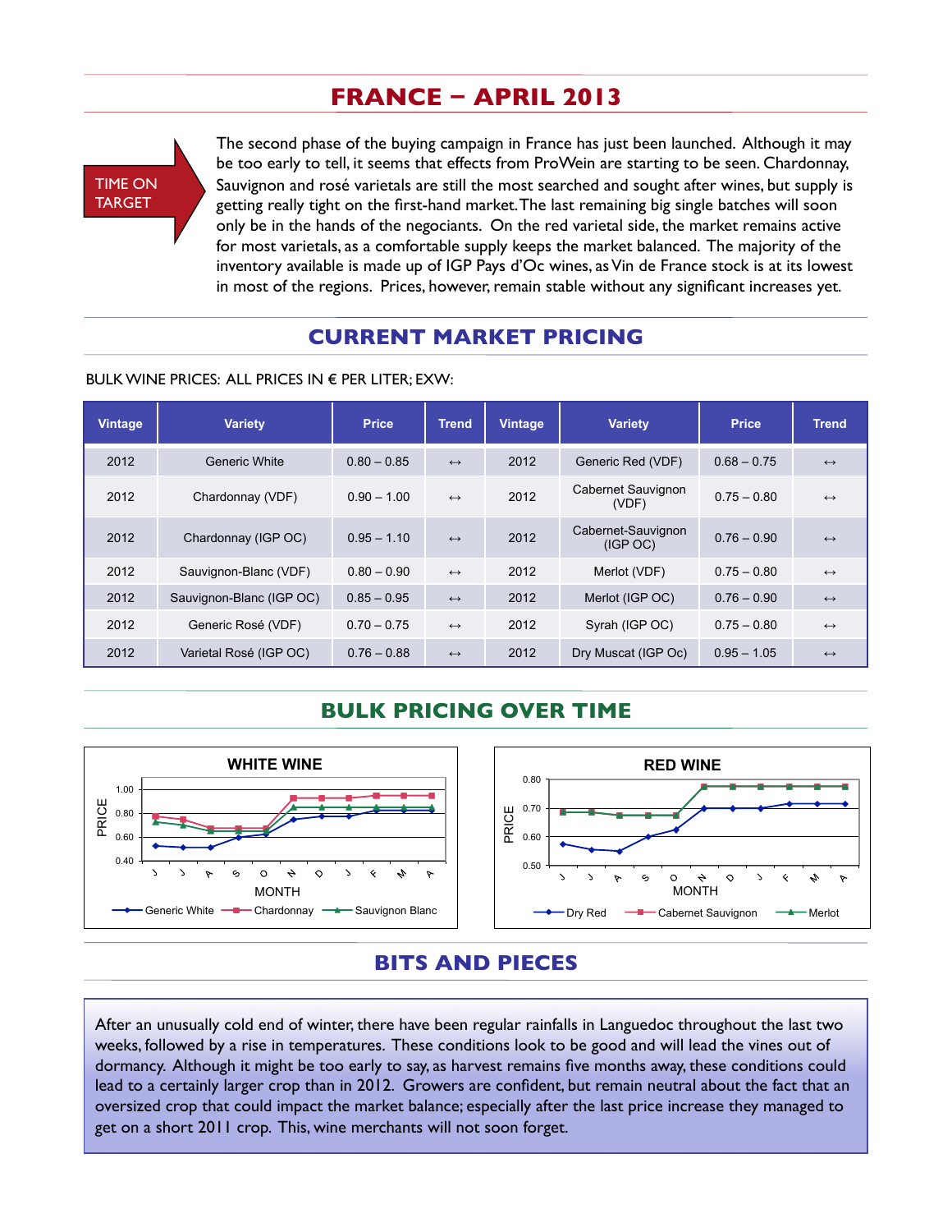# FRANCE – APRIL 2013

TIME ON TARGET

The second phase of the buying campaign in France has just been launched. Although it may be too early to tell, it seems that effects from ProWein are starting to be seen. Chardonnay, Sauvignon and rosé varietals are still the most searched and sought after wines, but supply is getting really tight on the first-hand market. The last remaining big single batches will soon only be in the hands of the negociants. On the red varietal side, the market remains active for most varietals, as a comfortable supply keeps the market balanced. The majority of the inventory available is made up of IGP Pays d'Oc wines, as Vin de France stock is at its lowest in most of the regions. Prices, however, remain stable without any significant increases yet.

## CURRENT MARKET PRICING

BULK WINE PRICES: ALL PRICES IN € PER LITER; EXW:

| Vintage | Variety | Price | Trend | Vintage | Variety | Price | Trend |
|---|---|---|---|---|---|---|---|
| 2012 | Generic White | 0.80 – 0.85 | ↔ | 2012 | Generic Red (VDF) | 0.68 – 0.75 | ↔ |
| 2012 | Chardonnay (VDF) | 0.90 – 1.00 | ↔ | 2012 | Cabernet Sauvignon (VDF) | 0.75 – 0.80 | ↔ |
| 2012 | Chardonnay (IGP OC) | 0.95 – 1.10 | ↔ | 2012 | Cabernet-Sauvignon (IGP OC) | 0.76 – 0.90 | ↔ |
| 2012 | Sauvignon-Blanc (VDF) | 0.80 – 0.90 | ↔ | 2012 | Merlot (VDF) | 0.75 – 0.80 | ↔ |
| 2012 | Sauvignon-Blanc (IGP OC) | 0.85 – 0.95 | ↔ | 2012 | Merlot (IGP OC) | 0.76 – 0.90 | ↔ |
| 2012 | Generic Rosé (VDF) | 0.70 – 0.75 | ↔ | 2012 | Syrah (IGP OC) | 0.75 – 0.80 | ↔ |
| 2012 | Varietal Rosé (IGP OC) | 0.76 – 0.88 | ↔ | 2012 | Dry Muscat (IGP Oc) | 0.95 – 1.05 | ↔ |

## BULK PRICING OVER TIME

**WHITE WINE**

PRICE (0.40 – 1.00) by MONTH (J J A S O N D J F M A)

Generic White — Chardonnay — Sauvignon Blanc

**RED WINE**

PRICE (0.50 – 0.80) by MONTH (J J A S O N D J F M A)

Dry Red — Cabernet Sauvignon — Merlot

## BITS AND PIECES

After an unusually cold end of winter, there have been regular rainfalls in Languedoc throughout the last two weeks, followed by a rise in temperatures. These conditions look to be good and will lead the vines out of dormancy. Although it might be too early to say, as harvest remains five months away, these conditions could lead to a certainly larger crop than in 2012. Growers are confident, but remain neutral about the fact that an oversized crop that could impact the market balance; especially after the last price increase they managed to get on a short 2011 crop. This, wine merchants will not soon forget.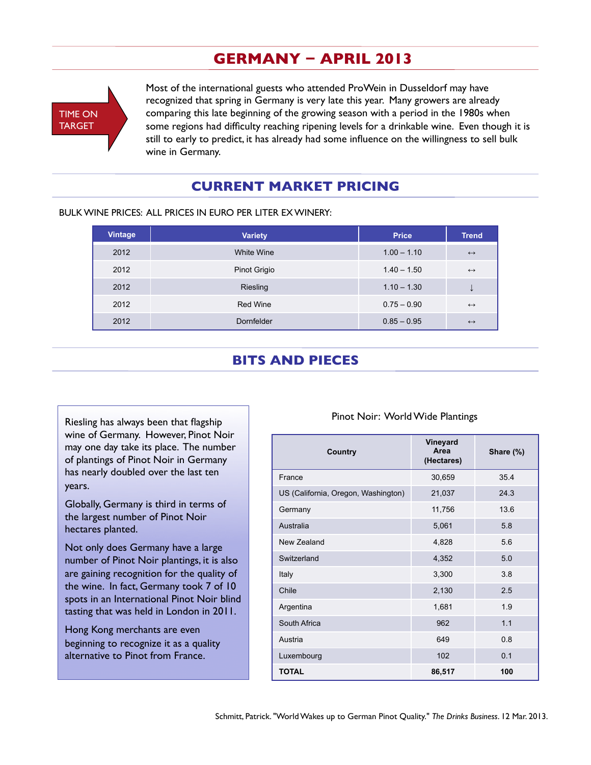# GERMANY – APRIL 2013

TIME ON TARGET

Most of the international guests who attended ProWein in Dusseldorf may have recognized that spring in Germany is very late this year. Many growers are already comparing this late beginning of the growing season with a period in the 1980s when some regions had difficulty reaching ripening levels for a drinkable wine. Even though it is still to early to predict, it has already had some influence on the willingness to sell bulk wine in Germany.

## CURRENT MARKET PRICING

BULK WINE PRICES: ALL PRICES IN EURO PER LITER EX WINERY:

| Vintage | Variety | Price | Trend |
|---|---|---|---|
| 2012 | White Wine | 1.00 – 1.10 | ↔ |
| 2012 | Pinot Grigio | 1.40 – 1.50 | ↔ |
| 2012 | Riesling | 1.10 – 1.30 | ↓ |
| 2012 | Red Wine | 0.75 – 0.90 | ↔ |
| 2012 | Dornfelder | 0.85 – 0.95 | ↔ |

## BITS AND PIECES

Riesling has always been that flagship wine of Germany. However, Pinot Noir may one day take its place. The number of plantings of Pinot Noir in Germany has nearly doubled over the last ten years.

Globally, Germany is third in terms of the largest number of Pinot Noir hectares planted.

Not only does Germany have a large number of Pinot Noir plantings, it is also are gaining recognition for the quality of the wine. In fact, Germany took 7 of 10 spots in an International Pinot Noir blind tasting that was held in London in 2011.

Hong Kong merchants are even beginning to recognize it as a quality alternative to Pinot from France.

Pinot Noir: World Wide Plantings

| Country | Vineyard Area (Hectares) | Share (%) |
|---|---|---|
| France | 30,659 | 35.4 |
| US (California, Oregon, Washington) | 21,037 | 24.3 |
| Germany | 11,756 | 13.6 |
| Australia | 5,061 | 5.8 |
| New Zealand | 4,828 | 5.6 |
| Switzerland | 4,352 | 5.0 |
| Italy | 3,300 | 3.8 |
| Chile | 2,130 | 2.5 |
| Argentina | 1,681 | 1.9 |
| South Africa | 962 | 1.1 |
| Austria | 649 | 0.8 |
| Luxembourg | 102 | 0.1 |
| **TOTAL** | **86,517** | **100** |

Schmitt, Patrick. "World Wakes up to German Pinot Quality." *The Drinks Business*. 12 Mar. 2013.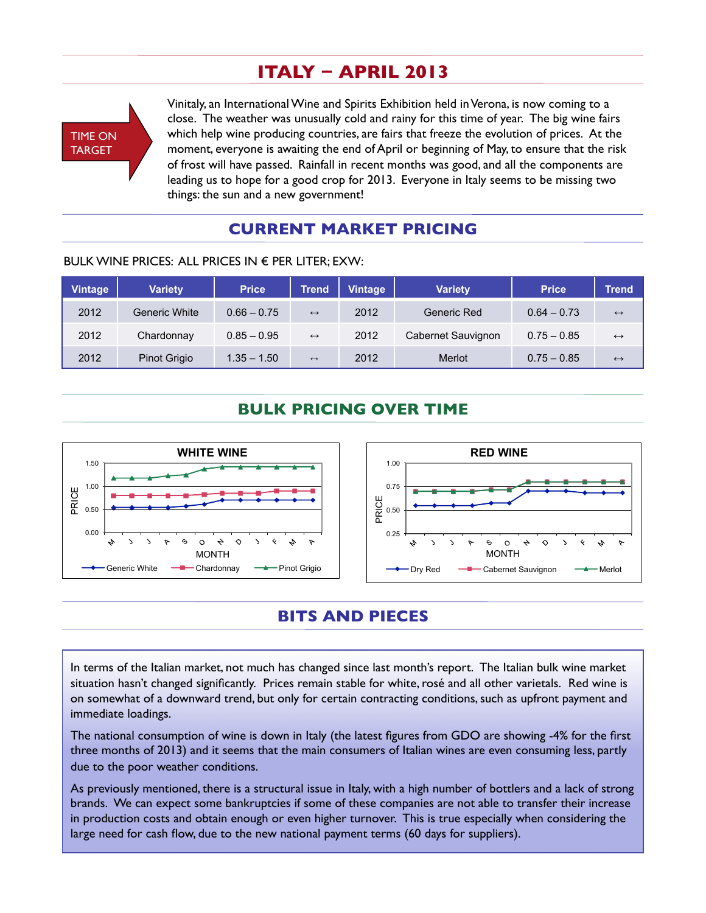# ITALY – APRIL 2013

TIME ON TARGET

Vinitaly, an International Wine and Spirits Exhibition held in Verona, is now coming to a close. The weather was unusually cold and rainy for this time of year. The big wine fairs which help wine producing countries, are fairs that freeze the evolution of prices. At the moment, everyone is awaiting the end of April or beginning of May, to ensure that the risk of frost will have passed. Rainfall in recent months was good, and all the components are leading us to hope for a good crop for 2013. Everyone in Italy seems to be missing two things: the sun and a new government!

## CURRENT MARKET PRICING

BULK WINE PRICES: ALL PRICES IN € PER LITER; EXW:

| Vintage | Variety | Price | Trend | Vintage | Variety | Price | Trend |
|---|---|---|---|---|---|---|---|
| 2012 | Generic White | 0.66 – 0.75 | ↔ | 2012 | Generic Red | 0.64 – 0.73 | ↔ |
| 2012 | Chardonnay | 0.85 – 0.95 | ↔ | 2012 | Cabernet Sauvignon | 0.75 – 0.85 | ↔ |
| 2012 | Pinot Grigio | 1.35 – 1.50 | ↔ | 2012 | Merlot | 0.75 – 0.85 | ↔ |

## BULK PRICING OVER TIME

## BITS AND PIECES

In terms of the Italian market, not much has changed since last month's report. The Italian bulk wine market situation hasn't changed significantly. Prices remain stable for white, rosé and all other varietals. Red wine is on somewhat of a downward trend, but only for certain contracting conditions, such as upfront payment and immediate loadings.

The national consumption of wine is down in Italy (the latest figures from GDO are showing -4% for the first three months of 2013) and it seems that the main consumers of Italian wines are even consuming less, partly due to the poor weather conditions.

As previously mentioned, there is a structural issue in Italy, with a high number of bottlers and a lack of strong brands. We can expect some bankruptcies if some of these companies are not able to transfer their increase in production costs and obtain enough or even higher turnover. This is true especially when considering the large need for cash flow, due to the new national payment terms (60 days for suppliers).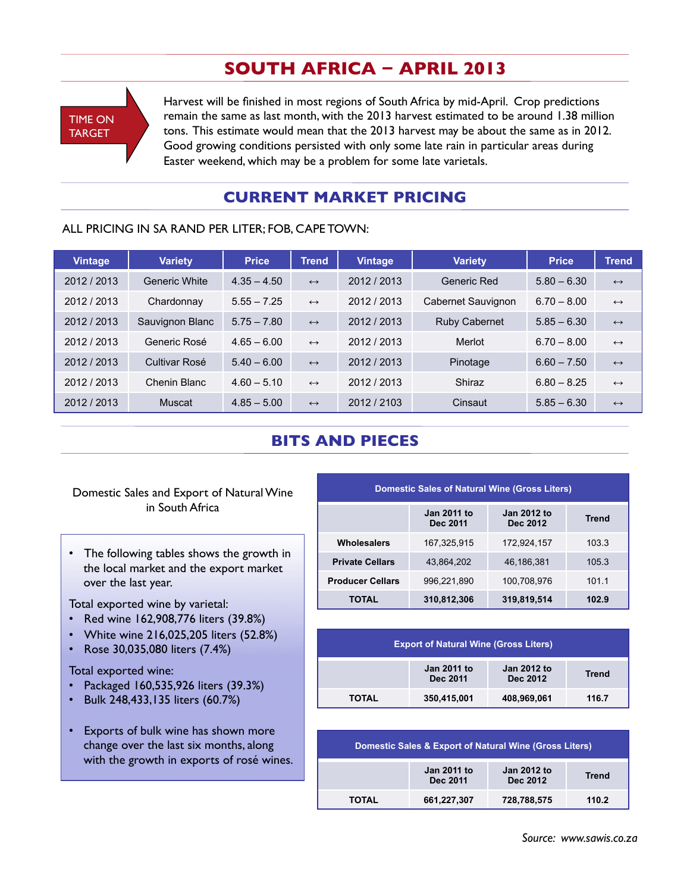# SOUTH AFRICA – APRIL 2013

TIME ON TARGET

Harvest will be finished in most regions of South Africa by mid-April. Crop predictions remain the same as last month, with the 2013 harvest estimated to be around 1.38 million tons. This estimate would mean that the 2013 harvest may be about the same as in 2012. Good growing conditions persisted with only some late rain in particular areas during Easter weekend, which may be a problem for some late varietals.

## CURRENT MARKET PRICING

ALL PRICING IN SA RAND PER LITER; FOB, CAPE TOWN:

| Vintage | Variety | Price | Trend | Vintage | Variety | Price | Trend |
|---|---|---|---|---|---|---|---|
| 2012 / 2013 | Generic White | 4.35 – 4.50 | ↔ | 2012 / 2013 | Generic Red | 5.80 – 6.30 | ↔ |
| 2012 / 2013 | Chardonnay | 5.55 – 7.25 | ↔ | 2012 / 2013 | Cabernet Sauvignon | 6.70 – 8.00 | ↔ |
| 2012 / 2013 | Sauvignon Blanc | 5.75 – 7.80 | ↔ | 2012 / 2013 | Ruby Cabernet | 5.85 – 6.30 | ↔ |
| 2012 / 2013 | Generic Rosé | 4.65 – 6.00 | ↔ | 2012 / 2013 | Merlot | 6.70 – 8.00 | ↔ |
| 2012 / 2013 | Cultivar Rosé | 5.40 – 6.00 | ↔ | 2012 / 2013 | Pinotage | 6.60 – 7.50 | ↔ |
| 2012 / 2013 | Chenin Blanc | 4.60 – 5.10 | ↔ | 2012 / 2013 | Shiraz | 6.80 – 8.25 | ↔ |
| 2012 / 2013 | Muscat | 4.85 – 5.00 | ↔ | 2012 / 2103 | Cinsaut | 5.85 – 6.30 | ↔ |

## BITS AND PIECES

Domestic Sales and Export of Natural Wine in South Africa

- The following tables shows the growth in the local market and the export market over the last year.

Total exported wine by varietal:
- Red wine 162,908,776 liters (39.8%)
- White wine 216,025,205 liters (52.8%)
- Rose 30,035,080 liters (7.4%)

Total exported wine:
- Packaged 160,535,926 liters (39.3%)
- Bulk 248,433,135 liters (60.7%)

- Exports of bulk wine has shown more change over the last six months, along with the growth in exports of rosé wines.

**Domestic Sales of Natural Wine (Gross Liters)**

| | Jan 2011 to Dec 2011 | Jan 2012 to Dec 2012 | Trend |
|---|---|---|---|
| **Wholesalers** | 167,325,915 | 172,924,157 | 103.3 |
| **Private Cellars** | 43,864,202 | 46,186,381 | 105.3 |
| **Producer Cellars** | 996,221,890 | 100,708,976 | 101.1 |
| **TOTAL** | **310,812,306** | **319,819,514** | **102.9** |

**Export of Natural Wine (Gross Liters)**

| | Jan 2011 to Dec 2011 | Jan 2012 to Dec 2012 | Trend |
|---|---|---|---|
| **TOTAL** | **350,415,001** | **408,969,061** | **116.7** |

**Domestic Sales & Export of Natural Wine (Gross Liters)**

| | Jan 2011 to Dec 2011 | Jan 2012 to Dec 2012 | Trend |
|---|---|---|---|
| **TOTAL** | **661,227,307** | **728,788,575** | **110.2** |

*Source: www.sawis.co.za*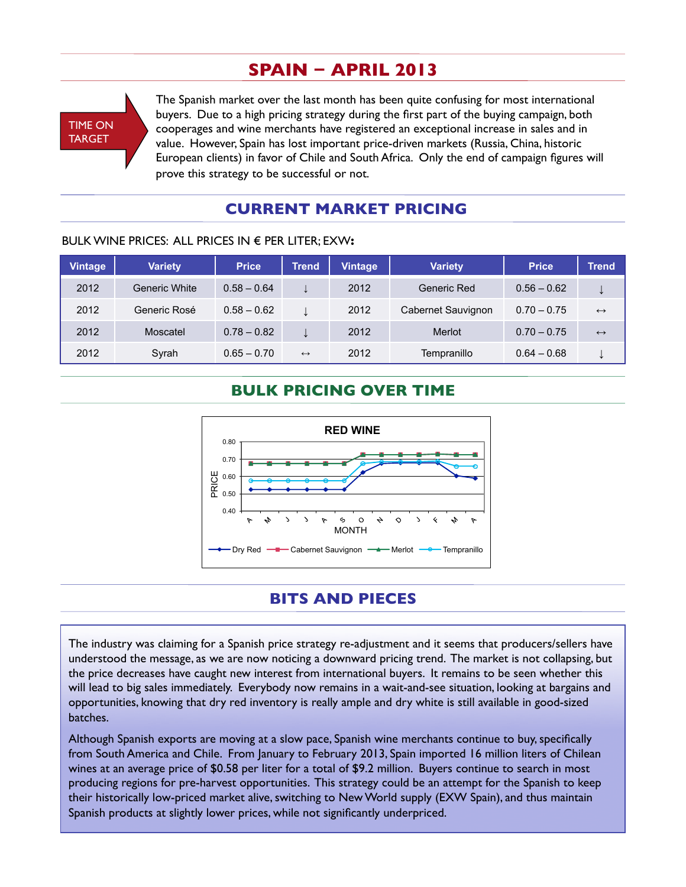# SPAIN – APRIL 2013

TIME ON TARGET

The Spanish market over the last month has been quite confusing for most international buyers. Due to a high pricing strategy during the first part of the buying campaign, both cooperages and wine merchants have registered an exceptional increase in sales and in value. However, Spain has lost important price-driven markets (Russia, China, historic European clients) in favor of Chile and South Africa. Only the end of campaign figures will prove this strategy to be successful or not.

## CURRENT MARKET PRICING

BULK WINE PRICES: ALL PRICES IN € PER LITER; EXW:

| Vintage | Variety | Price | Trend | Vintage | Variety | Price | Trend |
|---|---|---|---|---|---|---|---|
| 2012 | Generic White | 0.58 – 0.64 | ↓ | 2012 | Generic Red | 0.56 – 0.62 | ↓ |
| 2012 | Generic Rosé | 0.58 – 0.62 | ↓ | 2012 | Cabernet Sauvignon | 0.70 – 0.75 | ↔ |
| 2012 | Moscatel | 0.78 – 0.82 | ↓ | 2012 | Merlot | 0.70 – 0.75 | ↔ |
| 2012 | Syrah | 0.65 – 0.70 | ↔ | 2012 | Tempranillo | 0.64 – 0.68 | ↓ |

## BULK PRICING OVER TIME

RED WINE

## BITS AND PIECES

The industry was claiming for a Spanish price strategy re-adjustment and it seems that producers/sellers have understood the message, as we are now noticing a downward pricing trend. The market is not collapsing, but the price decreases have caught new interest from international buyers. It remains to be seen whether this will lead to big sales immediately. Everybody now remains in a wait-and-see situation, looking at bargains and opportunities, knowing that dry red inventory is really ample and dry white is still available in good-sized batches.

Although Spanish exports are moving at a slow pace, Spanish wine merchants continue to buy, specifically from South America and Chile. From January to February 2013, Spain imported 16 million liters of Chilean wines at an average price of $0.58 per liter for a total of $9.2 million. Buyers continue to search in most producing regions for pre-harvest opportunities. This strategy could be an attempt for the Spanish to keep their historically low-priced market alive, switching to New World supply (EXW Spain), and thus maintain Spanish products at slightly lower prices, while not significantly underpriced.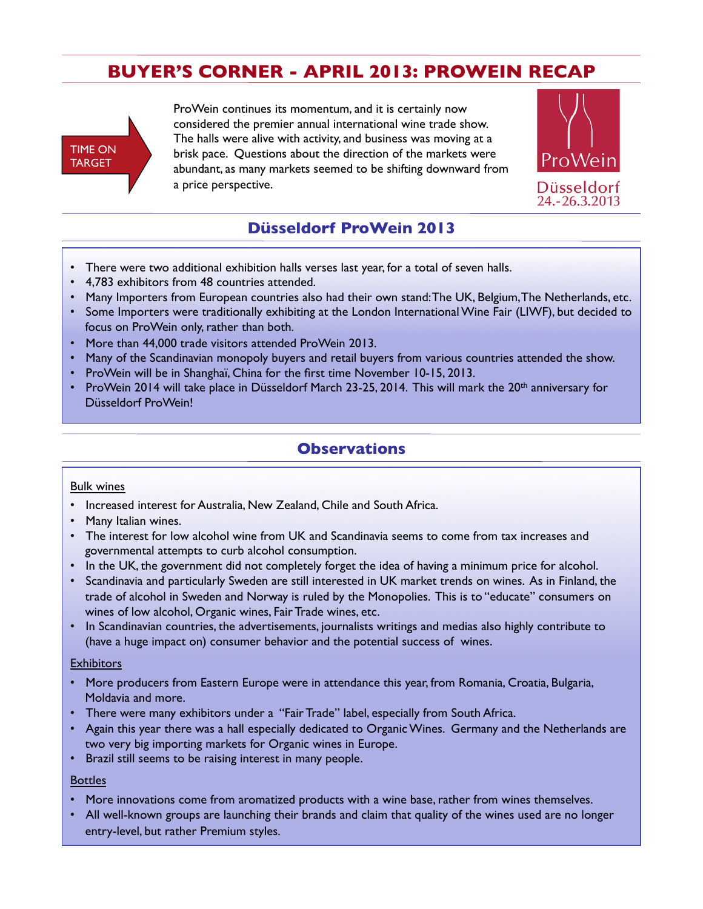# BUYER'S CORNER - APRIL 2013: PROWEIN RECAP

TIME ON TARGET

ProWein continues its momentum, and it is certainly now considered the premier annual international wine trade show. The halls were alive with activity, and business was moving at a brisk pace. Questions about the direction of the markets were abundant, as many markets seemed to be shifting downward from a price perspective.

ProWein
Düsseldorf
24.-26.3.2013

## Düsseldorf ProWein 2013

- There were two additional exhibition halls verses last year, for a total of seven halls.
- 4,783 exhibitors from 48 countries attended.
- Many Importers from European countries also had their own stand: The UK, Belgium, The Netherlands, etc.
- Some Importers were traditionally exhibiting at the London International Wine Fair (LIWF), but decided to focus on ProWein only, rather than both.
- More than 44,000 trade visitors attended ProWein 2013.
- Many of the Scandinavian monopoly buyers and retail buyers from various countries attended the show.
- ProWein will be in Shanghaï, China for the first time November 10-15, 2013.
- ProWein 2014 will take place in Düsseldorf March 23-25, 2014. This will mark the 20th anniversary for Düsseldorf ProWein!

## Observations

Bulk wines

- Increased interest for Australia, New Zealand, Chile and South Africa.
- Many Italian wines.
- The interest for low alcohol wine from UK and Scandinavia seems to come from tax increases and governmental attempts to curb alcohol consumption.
- In the UK, the government did not completely forget the idea of having a minimum price for alcohol.
- Scandinavia and particularly Sweden are still interested in UK market trends on wines. As in Finland, the trade of alcohol in Sweden and Norway is ruled by the Monopolies. This is to "educate" consumers on wines of low alcohol, Organic wines, Fair Trade wines, etc.
- In Scandinavian countries, the advertisements, journalists writings and medias also highly contribute to (have a huge impact on) consumer behavior and the potential success of wines.

Exhibitors

- More producers from Eastern Europe were in attendance this year, from Romania, Croatia, Bulgaria, Moldavia and more.
- There were many exhibitors under a "Fair Trade" label, especially from South Africa.
- Again this year there was a hall especially dedicated to Organic Wines. Germany and the Netherlands are two very big importing markets for Organic wines in Europe.
- Brazil still seems to be raising interest in many people.

Bottles

- More innovations come from aromatized products with a wine base, rather from wines themselves.
- All well-known groups are launching their brands and claim that quality of the wines used are no longer entry-level, but rather Premium styles.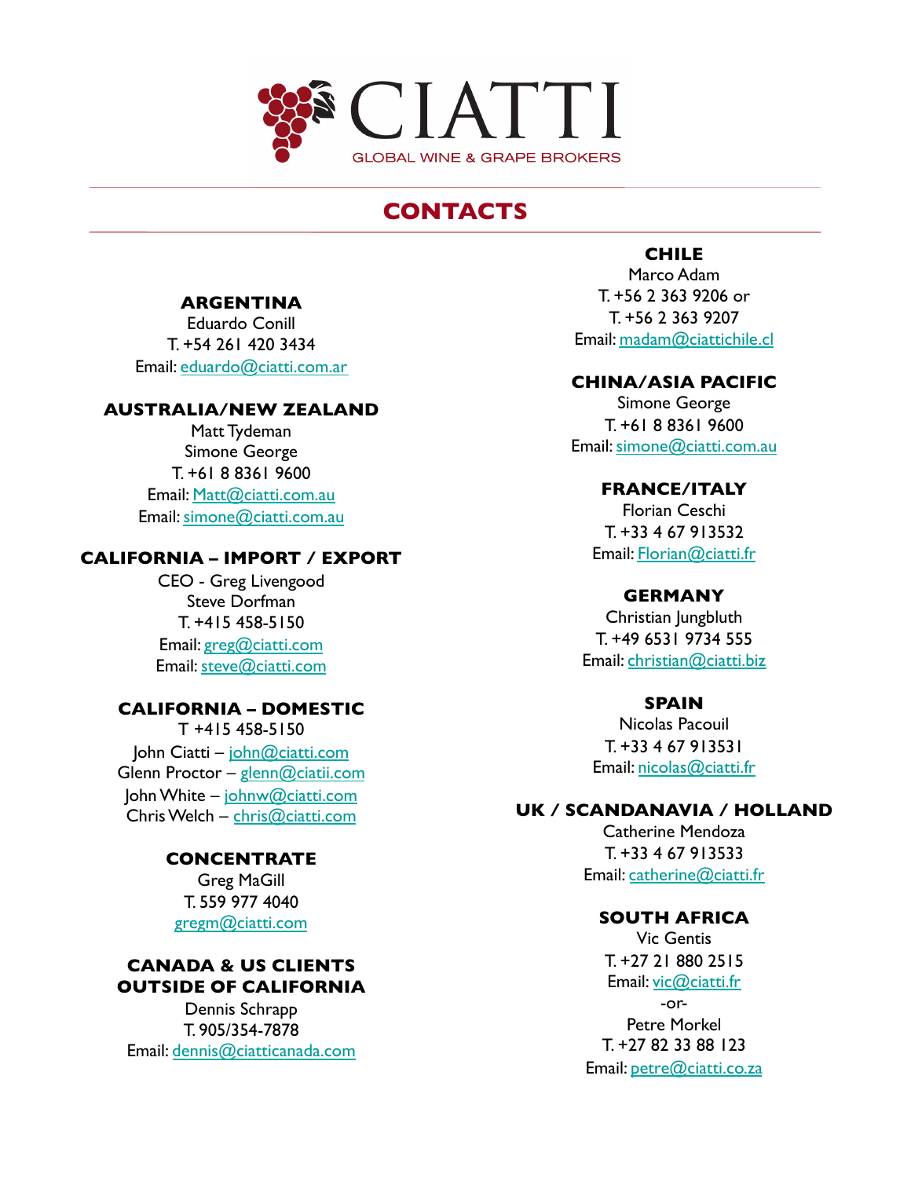# CIATTI

GLOBAL WINE & GRAPE BROKERS

## CONTACTS

### ARGENTINA

Eduardo Conill
T. +54 261 420 3434
Email: eduardo@ciatti.com.ar

### AUSTRALIA/NEW ZEALAND

Matt Tydeman
Simone George
T. +61 8 8361 9600
Email: Matt@ciatti.com.au
Email: simone@ciatti.com.au

### CALIFORNIA – IMPORT / EXPORT

CEO - Greg Livengood
Steve Dorfman
T. +415 458-5150
Email: greg@ciatti.com
Email: steve@ciatti.com

### CALIFORNIA – DOMESTIC

T +415 458-5150
John Ciatti – john@ciatti.com
Glenn Proctor – glenn@ciatii.com
John White – johnw@ciatti.com
Chris Welch – chris@ciatti.com

### CONCENTRATE

Greg MaGill
T. 559 977 4040
gregm@ciatti.com

### CANADA & US CLIENTS OUTSIDE OF CALIFORNIA

Dennis Schrapp
T. 905/354-7878
Email: dennis@ciatticanada.com

### CHILE

Marco Adam
T. +56 2 363 9206 or
T. +56 2 363 9207
Email: madam@ciattichile.cl

### CHINA/ASIA PACIFIC

Simone George
T. +61 8 8361 9600
Email: simone@ciatti.com.au

### FRANCE/ITALY

Florian Ceschi
T. +33 4 67 913532
Email: Florian@ciatti.fr

### GERMANY

Christian Jungbluth
T. +49 6531 9734 555
Email: christian@ciatti.biz

### SPAIN

Nicolas Pacouil
T. +33 4 67 913531
Email: nicolas@ciatti.fr

### UK / SCANDANAVIA / HOLLAND

Catherine Mendoza
T. +33 4 67 913533
Email: catherine@ciatti.fr

### SOUTH AFRICA

Vic Gentis
T. +27 21 880 2515
Email: vic@ciatti.fr
-or-
Petre Morkel
T. +27 82 33 88 123
Email: petre@ciatti.co.za